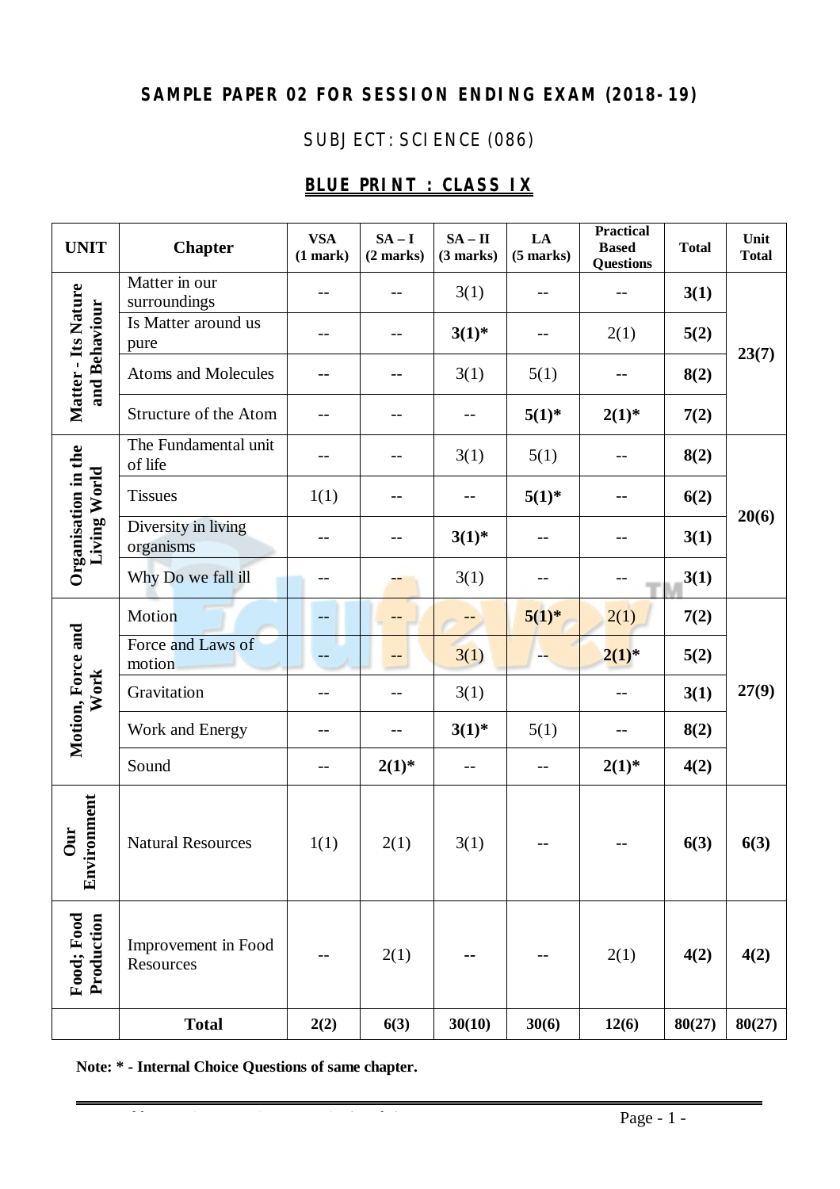# SAMPLE PAPER 02 FOR SESSION ENDING EXAM (2018-19)

## SUBJECT: SCIENCE (086)

## BLUE PRINT : CLASS IX

| UNIT | Chapter | VSA (1 mark) | SA – I (2 marks) | SA – II (3 marks) | LA (5 marks) | Practical Based Questions | Total | Unit Total |
|---|---|---|---|---|---|---|---|---|
| Matter - Its Nature and Behaviour | Matter in our surroundings | -- | -- | 3(1) | -- | -- | **3(1)** | **23(7)** |
| | Is Matter around us pure | -- | -- | **3(1)*** | -- | 2(1) | **5(2)** | |
| | Atoms and Molecules | -- | -- | 3(1) | 5(1) | -- | **8(2)** | |
| | Structure of the Atom | -- | -- | -- | **5(1)*** | **2(1)*** | **7(2)** | |
| Organisation in the Living World | The Fundamental unit of life | -- | -- | 3(1) | 5(1) | -- | **8(2)** | **20(6)** |
| | Tissues | 1(1) | -- | -- | **5(1)*** | -- | **6(2)** | |
| | Diversity in living organisms | -- | -- | **3(1)*** | -- | -- | **3(1)** | |
| | Why Do we fall ill | -- | -- | 3(1) | -- | -- | **3(1)** | |
| Motion, Force and Work | Motion | -- | -- | -- | **5(1)*** | 2(1) | **7(2)** | **27(9)** |
| | Force and Laws of motion | -- | -- | 3(1) | -- | **2(1)*** | **5(2)** | |
| | Gravitation | -- | -- | 3(1) | | -- | **3(1)** | |
| | Work and Energy | -- | -- | **3(1)*** | 5(1) | -- | **8(2)** | |
| | Sound | -- | **2(1)*** | -- | -- | **2(1)*** | **4(2)** | |
| Our Environment | Natural Resources | 1(1) | 2(1) | 3(1) | -- | -- | **6(3)** | **6(3)** |
| Food; Food Production | Improvement in Food Resources | -- | 2(1) | -- | -- | 2(1) | **4(2)** | **4(2)** |
| | **Total** | **2(2)** | **6(3)** | **30(10)** | **30(6)** | **12(6)** | **80(27)** | **80(27)** |

**Note: * - Internal Choice Questions of same chapter.**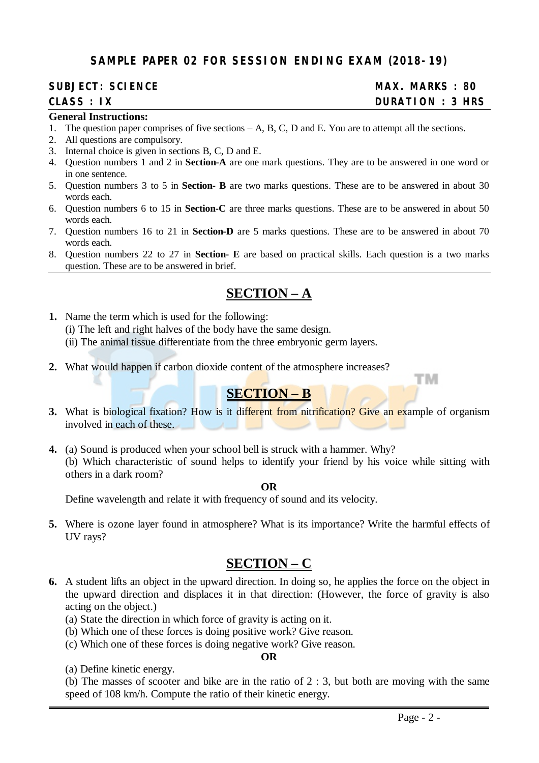# SAMPLE PAPER 02 FOR SESSION ENDING EXAM (2018-19)

**SUBJECT: SCIENCE** | **MAX. MARKS : 80**

**CLASS : IX** | **DURATION : 3 HRS**

**General Instructions:**

1. The question paper comprises of five sections – A, B, C, D and E. You are to attempt all the sections.
2. All questions are compulsory.
3. Internal choice is given in sections B, C, D and E.
4. Question numbers 1 and 2 in **Section-A** are one mark questions. They are to be answered in one word or in one sentence.
5. Question numbers 3 to 5 in **Section- B** are two marks questions. These are to be answered in about 30 words each.
6. Question numbers 6 to 15 in **Section-C** are three marks questions. These are to be answered in about 50 words each.
7. Question numbers 16 to 21 in **Section-D** are 5 marks questions. These are to be answered in about 70 words each.
8. Question numbers 22 to 27 in **Section- E** are based on practical skills. Each question is a two marks question. These are to be answered in brief.

## SECTION – A

**1.** Name the term which is used for the following:
(i) The left and right halves of the body have the same design.
(ii) The animal tissue differentiate from the three embryonic germ layers.

**2.** What would happen if carbon dioxide content of the atmosphere increases?

## SECTION – B

**3.** What is biological fixation? How is it different from nitrification? Give an example of organism involved in each of these.

**4.** (a) Sound is produced when your school bell is struck with a hammer. Why?
(b) Which characteristic of sound helps to identify your friend by his voice while sitting with others in a dark room?

**OR**

Define wavelength and relate it with frequency of sound and its velocity.

**5.** Where is ozone layer found in atmosphere? What is its importance? Write the harmful effects of UV rays?

## SECTION – C

**6.** A student lifts an object in the upward direction. In doing so, he applies the force on the object in the upward direction and displaces it in that direction: (However, the force of gravity is also acting on the object.)
(a) State the direction in which force of gravity is acting on it.
(b) Which one of these forces is doing positive work? Give reason.
(c) Which one of these forces is doing negative work? Give reason.

**OR**

(a) Define kinetic energy.
(b) The masses of scooter and bike are in the ratio of 2 : 3, but both are moving with the same speed of 108 km/h. Compute the ratio of their kinetic energy.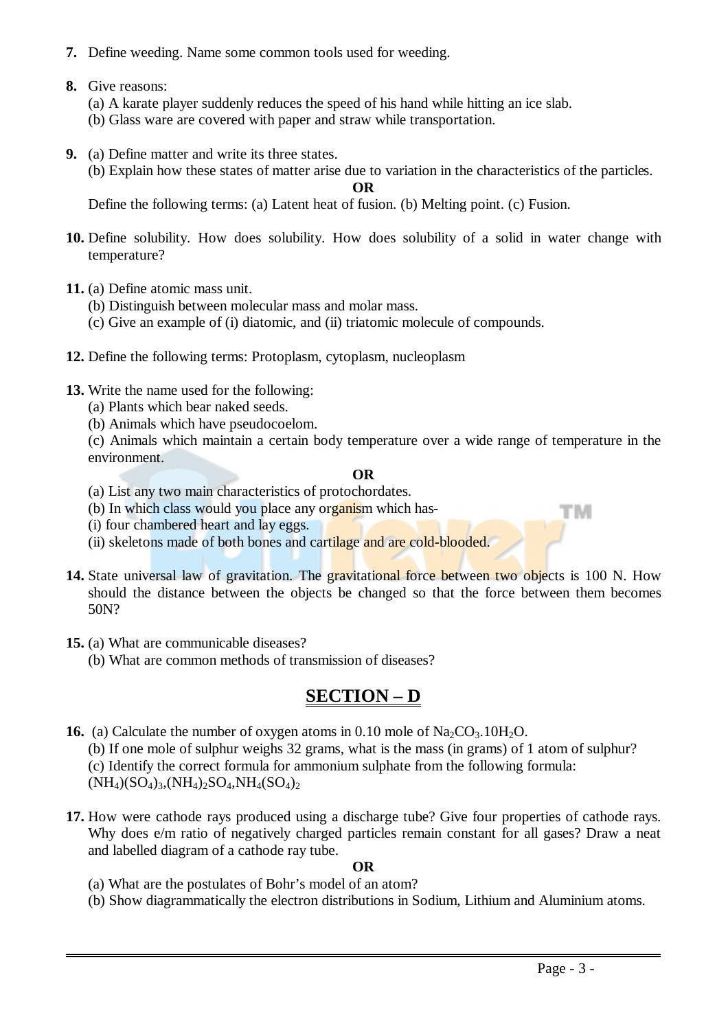**7.** Define weeding. Name some common tools used for weeding.

**8.** Give reasons:

(a) A karate player suddenly reduces the speed of his hand while hitting an ice slab.

(b) Glass ware are covered with paper and straw while transportation.

**9.** (a) Define matter and write its three states.

(b) Explain how these states of matter arise due to variation in the characteristics of the particles.

**OR**

Define the following terms: (a) Latent heat of fusion. (b) Melting point. (c) Fusion.

**10.** Define solubility. How does solubility. How does solubility of a solid in water change with temperature?

**11.** (a) Define atomic mass unit.

(b) Distinguish between molecular mass and molar mass.

(c) Give an example of (i) diatomic, and (ii) triatomic molecule of compounds.

**12.** Define the following terms: Protoplasm, cytoplasm, nucleoplasm

**13.** Write the name used for the following:

(a) Plants which bear naked seeds.

(b) Animals which have pseudocoelom.

(c) Animals which maintain a certain body temperature over a wide range of temperature in the environment.

**OR**

(a) List any two main characteristics of protochordates.

(b) In which class would you place any organism which has-

(i) four chambered heart and lay eggs.

(ii) skeletons made of both bones and cartilage and are cold-blooded.

**14.** State universal law of gravitation. The gravitational force between two objects is 100 N. How should the distance between the objects be changed so that the force between them becomes 50N?

**15.** (a) What are communicable diseases?

(b) What are common methods of transmission of diseases?

## SECTION – D

**16.** (a) Calculate the number of oxygen atoms in 0.10 mole of $Na_2CO_3.10H_2O$.

(b) If one mole of sulphur weighs 32 grams, what is the mass (in grams) of 1 atom of sulphur?

(c) Identify the correct formula for ammonium sulphate from the following formula:

$(NH_4)(SO_4)_3$, $(NH_4)_2SO_4$, $NH_4(SO_4)_2$

**17.** How were cathode rays produced using a discharge tube? Give four properties of cathode rays. Why does e/m ratio of negatively charged particles remain constant for all gases? Draw a neat and labelled diagram of a cathode ray tube.

**OR**

(a) What are the postulates of Bohr's model of an atom?

(b) Show diagrammatically the electron distributions in Sodium, Lithium and Aluminium atoms.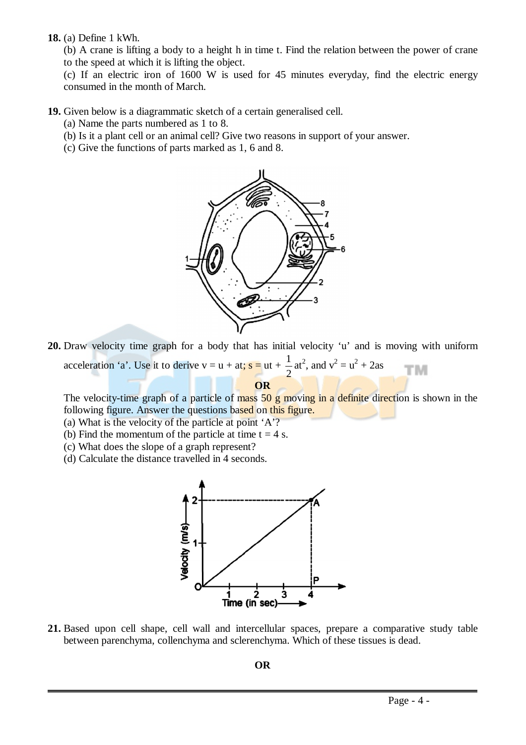**18.** (a) Define 1 kWh.

(b) A crane is lifting a body to a height h in time t. Find the relation between the power of crane to the speed at which it is lifting the object.

(c) If an electric iron of 1600 W is used for 45 minutes everyday, find the electric energy consumed in the month of March.

**19.** Given below is a diagrammatic sketch of a certain generalised cell.

(a) Name the parts numbered as 1 to 8.

(b) Is it a plant cell or an animal cell? Give two reasons in support of your answer.

(c) Give the functions of parts marked as 1, 6 and 8.

**20.** Draw velocity time graph for a body that has initial velocity 'u' and is moving with uniform acceleration 'a'. Use it to derive $v = u + at$; $s = ut + \frac{1}{2}at^2$, and $v^2 = u^2 + 2as$

**OR**

The velocity-time graph of a particle of mass 50 g moving in a definite direction is shown in the following figure. Answer the questions based on this figure.

(a) What is the velocity of the particle at point 'A'?

(b) Find the momentum of the particle at time t = 4 s.

(c) What does the slope of a graph represent?

(d) Calculate the distance travelled in 4 seconds.

**21.** Based upon cell shape, cell wall and intercellular spaces, prepare a comparative study table between parenchyma, collenchyma and sclerenchyma. Which of these tissues is dead.

**OR**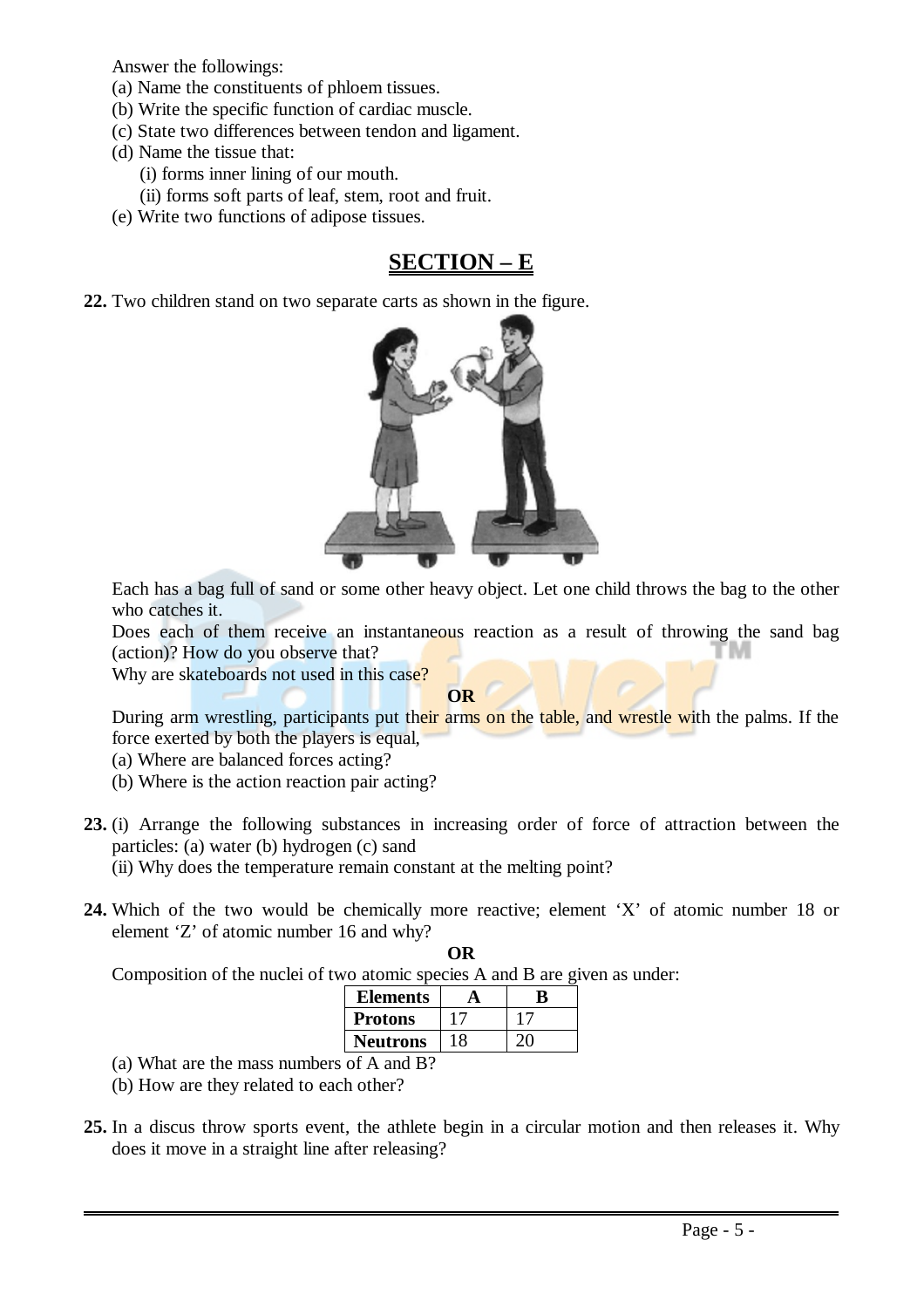Answer the followings:

(a) Name the constituents of phloem tissues.

(b) Write the specific function of cardiac muscle.

(c) State two differences between tendon and ligament.

(d) Name the tissue that:

(i) forms inner lining of our mouth.

(ii) forms soft parts of leaf, stem, root and fruit.

(e) Write two functions of adipose tissues.

## SECTION – E

**22.** Two children stand on two separate carts as shown in the figure.

Each has a bag full of sand or some other heavy object. Let one child throws the bag to the other who catches it.

Does each of them receive an instantaneous reaction as a result of throwing the sand bag (action)? How do you observe that?

Why are skateboards not used in this case?

**OR**

During arm wrestling, participants put their arms on the table, and wrestle with the palms. If the force exerted by both the players is equal,

(a) Where are balanced forces acting?

(b) Where is the action reaction pair acting?

**23.** (i) Arrange the following substances in increasing order of force of attraction between the particles: (a) water (b) hydrogen (c) sand

(ii) Why does the temperature remain constant at the melting point?

**24.** Which of the two would be chemically more reactive; element 'X' of atomic number 18 or element 'Z' of atomic number 16 and why?

**OR**

Composition of the nuclei of two atomic species A and B are given as under:

| Elements | A | B |
|---|---|---|
| Protons | 17 | 17 |
| Neutrons | 18 | 20 |

(a) What are the mass numbers of A and B?

(b) How are they related to each other?

**25.** In a discus throw sports event, the athlete begin in a circular motion and then releases it. Why does it move in a straight line after releasing?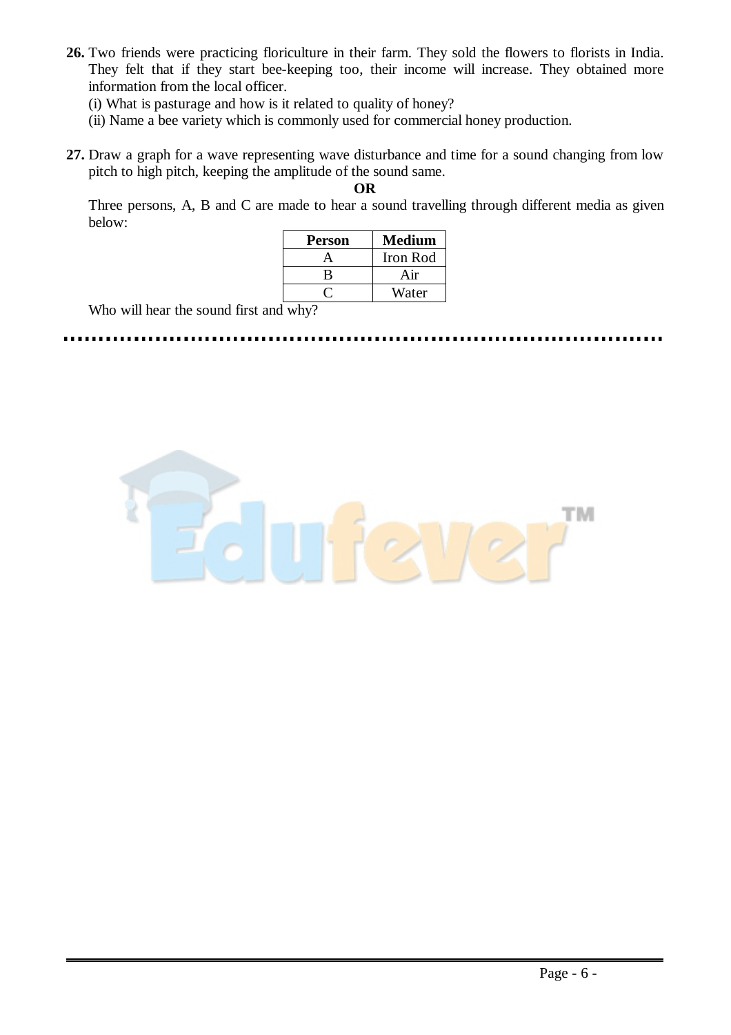**26.** Two friends were practicing floriculture in their farm. They sold the flowers to florists in India. They felt that if they start bee-keeping too, their income will increase. They obtained more information from the local officer.

(i) What is pasturage and how is it related to quality of honey?

(ii) Name a bee variety which is commonly used for commercial honey production.

**27.** Draw a graph for a wave representing wave disturbance and time for a sound changing from low pitch to high pitch, keeping the amplitude of the sound same.

**OR**

Three persons, A, B and C are made to hear a sound travelling through different media as given below:

| Person | Medium |
|---|---|
| A | Iron Rod |
| B | Air |
| C | Water |

Who will hear the sound first and why?